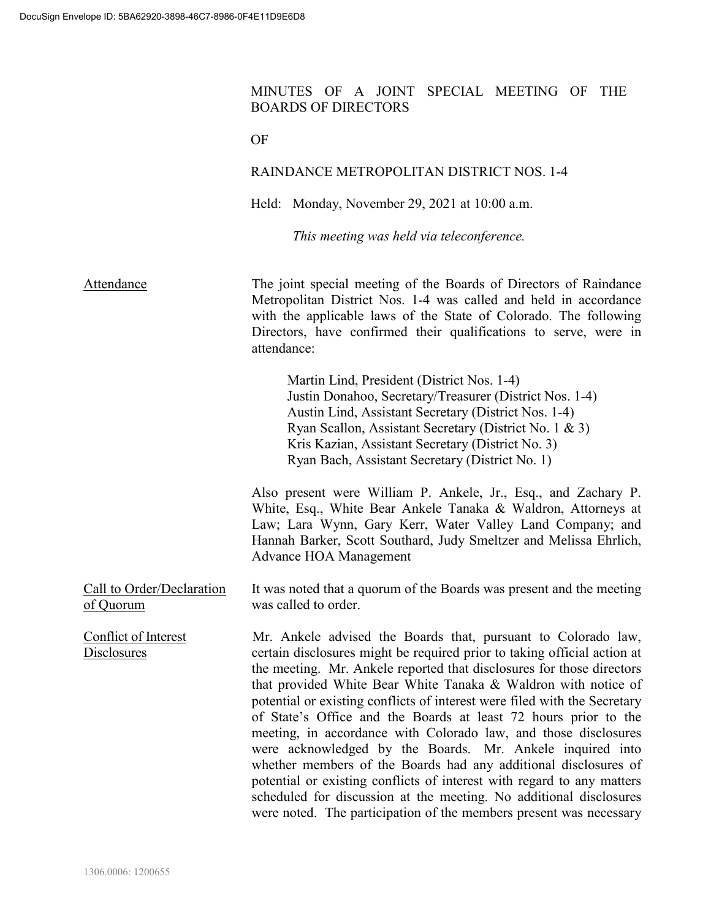MINUTES OF A JOINT SPECIAL MEETING OF THE BOARDS OF DIRECTORS

OF

RAINDANCE METROPOLITAN DISTRICT NOS. 1-4

Held: Monday, November 29, 2021 at 10:00 a.m.

*This meeting was held via teleconference.*

**Attendance**

The joint special meeting of the Boards of Directors of Raindance Metropolitan District Nos. 1-4 was called and held in accordance with the applicable laws of the State of Colorado. The following Directors, have confirmed their qualifications to serve, were in attendance:

Martin Lind, President (District Nos. 1-4)
Justin Donahoo, Secretary/Treasurer (District Nos. 1-4)
Austin Lind, Assistant Secretary (District Nos. 1-4)
Ryan Scallon, Assistant Secretary (District No. 1 & 3)
Kris Kazian, Assistant Secretary (District No. 3)
Ryan Bach, Assistant Secretary (District No. 1)

Also present were William P. Ankele, Jr., Esq., and Zachary P. White, Esq., White Bear Ankele Tanaka & Waldron, Attorneys at Law; Lara Wynn, Gary Kerr, Water Valley Land Company; and Hannah Barker, Scott Southard, Judy Smeltzer and Melissa Ehrlich, Advance HOA Management

**Call to Order/Declaration of Quorum**

It was noted that a quorum of the Boards was present and the meeting was called to order.

**Conflict of Interest Disclosures**

Mr. Ankele advised the Boards that, pursuant to Colorado law, certain disclosures might be required prior to taking official action at the meeting. Mr. Ankele reported that disclosures for those directors that provided White Bear White Tanaka & Waldron with notice of potential or existing conflicts of interest were filed with the Secretary of State's Office and the Boards at least 72 hours prior to the meeting, in accordance with Colorado law, and those disclosures were acknowledged by the Boards. Mr. Ankele inquired into whether members of the Boards had any additional disclosures of potential or existing conflicts of interest with regard to any matters scheduled for discussion at the meeting. No additional disclosures were noted. The participation of the members present was necessary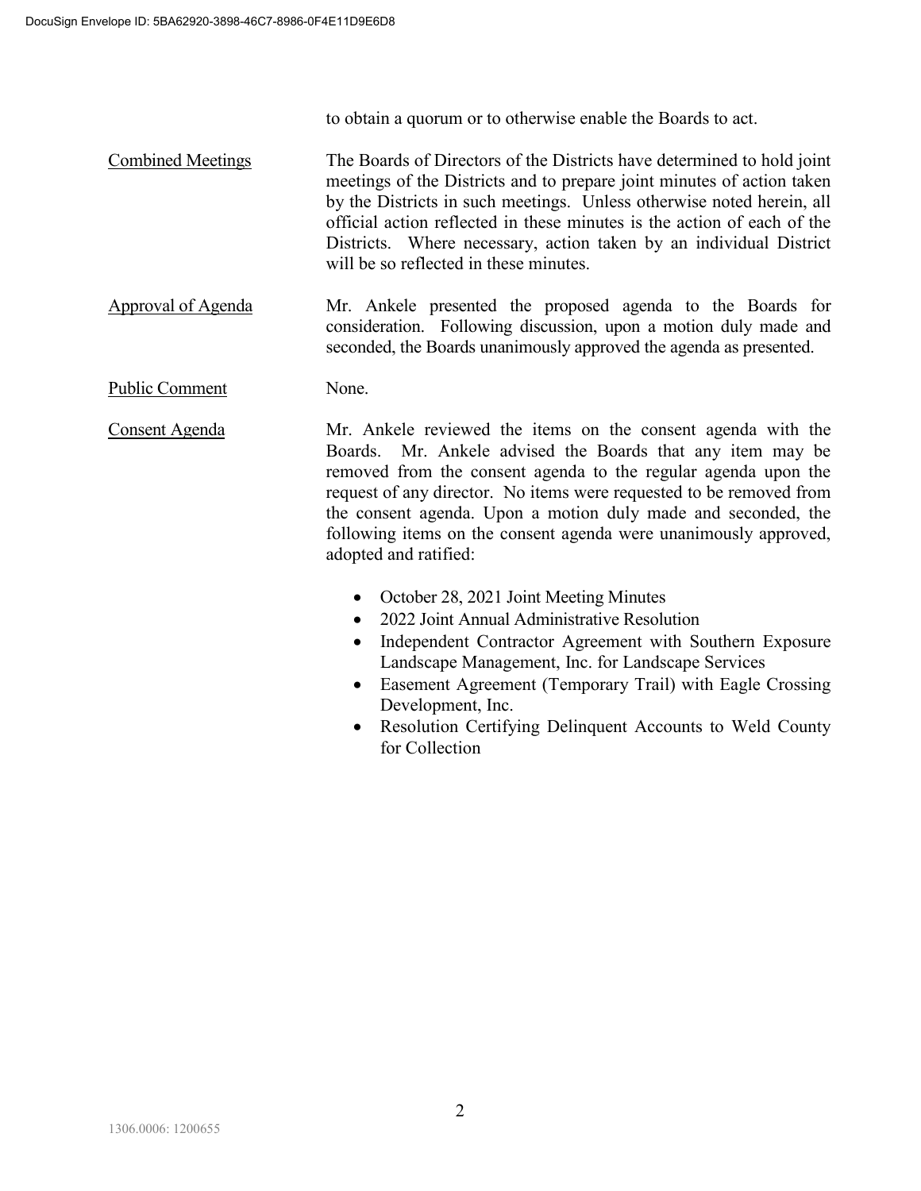to obtain a quorum or to otherwise enable the Boards to act.

Combined Meetings

The Boards of Directors of the Districts have determined to hold joint meetings of the Districts and to prepare joint minutes of action taken by the Districts in such meetings. Unless otherwise noted herein, all official action reflected in these minutes is the action of each of the Districts. Where necessary, action taken by an individual District will be so reflected in these minutes.

Approval of Agenda

Mr. Ankele presented the proposed agenda to the Boards for consideration. Following discussion, upon a motion duly made and seconded, the Boards unanimously approved the agenda as presented.

Public Comment

None.

Consent Agenda

Mr. Ankele reviewed the items on the consent agenda with the Boards. Mr. Ankele advised the Boards that any item may be removed from the consent agenda to the regular agenda upon the request of any director. No items were requested to be removed from the consent agenda. Upon a motion duly made and seconded, the following items on the consent agenda were unanimously approved, adopted and ratified:

- October 28, 2021 Joint Meeting Minutes
- 2022 Joint Annual Administrative Resolution
- Independent Contractor Agreement with Southern Exposure Landscape Management, Inc. for Landscape Services
- Easement Agreement (Temporary Trail) with Eagle Crossing Development, Inc.
- Resolution Certifying Delinquent Accounts to Weld County for Collection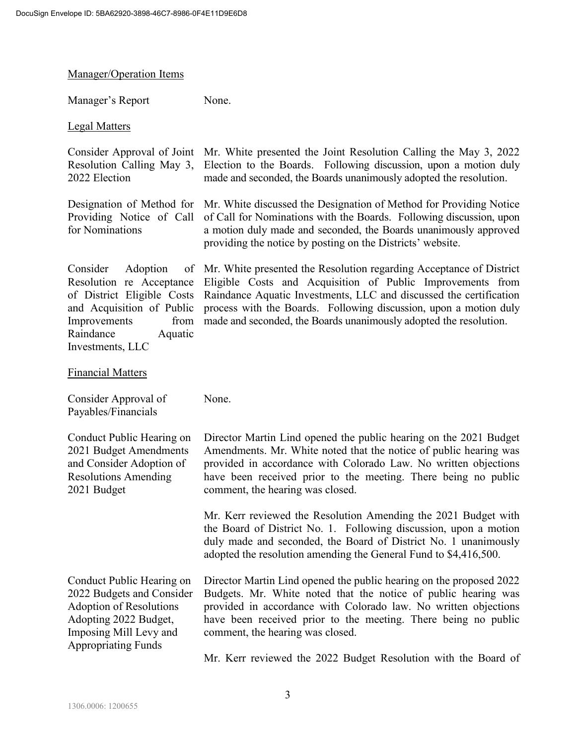Manager/Operation Items

| | |
|---|---|
| Manager's Report | None. |

Legal Matters

| | |
|---|---|
| Consider Approval of Joint Resolution Calling May 3, 2022 Election | Mr. White presented the Joint Resolution Calling the May 3, 2022 Election to the Boards. Following discussion, upon a motion duly made and seconded, the Boards unanimously adopted the resolution. |
| Designation of Method for Providing Notice of Call for Nominations | Mr. White discussed the Designation of Method for Providing Notice of Call for Nominations with the Boards. Following discussion, upon a motion duly made and seconded, the Boards unanimously approved providing the notice by posting on the Districts' website. |
| Consider Adoption of Resolution re Acceptance of District Eligible Costs and Acquisition of Public Improvements from Raindance Aquatic Investments, LLC | Mr. White presented the Resolution regarding Acceptance of District Eligible Costs and Acquisition of Public Improvements from Raindance Aquatic Investments, LLC and discussed the certification process with the Boards. Following discussion, upon a motion duly made and seconded, the Boards unanimously adopted the resolution. |

Financial Matters

| | |
|---|---|
| Consider Approval of Payables/Financials | None. |
| Conduct Public Hearing on 2021 Budget Amendments and Consider Adoption of Resolutions Amending 2021 Budget | Director Martin Lind opened the public hearing on the 2021 Budget Amendments. Mr. White noted that the notice of public hearing was provided in accordance with Colorado Law. No written objections have been received prior to the meeting. There being no public comment, the hearing was closed.<br><br>Mr. Kerr reviewed the Resolution Amending the 2021 Budget with the Board of District No. 1. Following discussion, upon a motion duly made and seconded, the Board of District No. 1 unanimously adopted the resolution amending the General Fund to $4,416,500. |
| Conduct Public Hearing on 2022 Budgets and Consider Adoption of Resolutions Adopting 2022 Budget, Imposing Mill Levy and Appropriating Funds | Director Martin Lind opened the public hearing on the proposed 2022 Budgets. Mr. White noted that the notice of public hearing was provided in accordance with Colorado law. No written objections have been received prior to the meeting. There being no public comment, the hearing was closed.<br><br>Mr. Kerr reviewed the 2022 Budget Resolution with the Board of |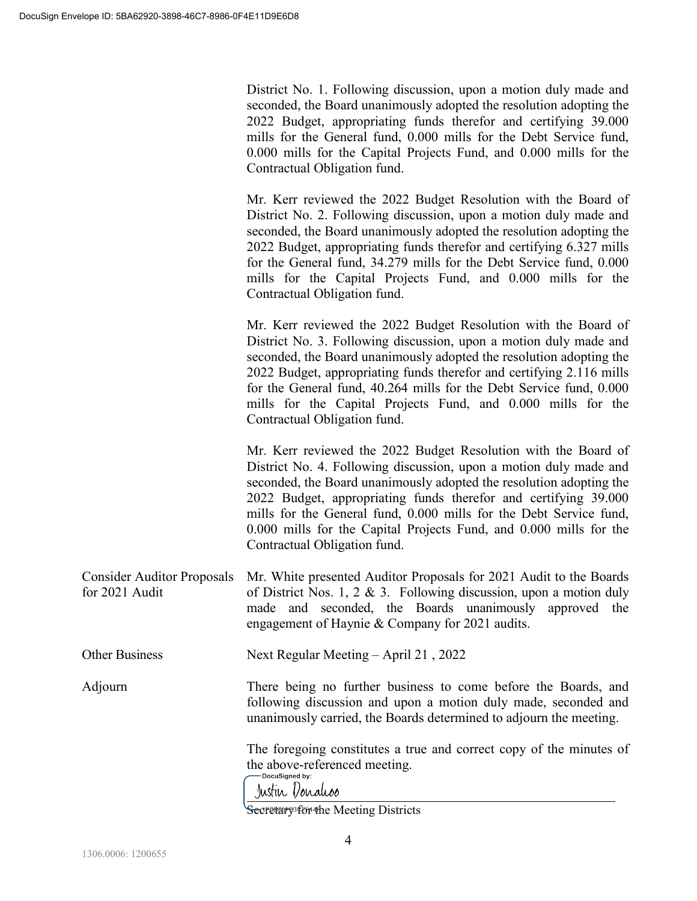District No. 1. Following discussion, upon a motion duly made and seconded, the Board unanimously adopted the resolution adopting the 2022 Budget, appropriating funds therefor and certifying 39.000 mills for the General fund, 0.000 mills for the Debt Service fund, 0.000 mills for the Capital Projects Fund, and 0.000 mills for the Contractual Obligation fund.

Mr. Kerr reviewed the 2022 Budget Resolution with the Board of District No. 2. Following discussion, upon a motion duly made and seconded, the Board unanimously adopted the resolution adopting the 2022 Budget, appropriating funds therefor and certifying 6.327 mills for the General fund, 34.279 mills for the Debt Service fund, 0.000 mills for the Capital Projects Fund, and 0.000 mills for the Contractual Obligation fund.

Mr. Kerr reviewed the 2022 Budget Resolution with the Board of District No. 3. Following discussion, upon a motion duly made and seconded, the Board unanimously adopted the resolution adopting the 2022 Budget, appropriating funds therefor and certifying 2.116 mills for the General fund, 40.264 mills for the Debt Service fund, 0.000 mills for the Capital Projects Fund, and 0.000 mills for the Contractual Obligation fund.

Mr. Kerr reviewed the 2022 Budget Resolution with the Board of District No. 4. Following discussion, upon a motion duly made and seconded, the Board unanimously adopted the resolution adopting the 2022 Budget, appropriating funds therefor and certifying 39.000 mills for the General fund, 0.000 mills for the Debt Service fund, 0.000 mills for the Capital Projects Fund, and 0.000 mills for the Contractual Obligation fund.

**Consider Auditor Proposals for 2021 Audit**

Mr. White presented Auditor Proposals for 2021 Audit to the Boards of District Nos. 1, 2 & 3. Following discussion, upon a motion duly made and seconded, the Boards unanimously approved the engagement of Haynie & Company for 2021 audits.

**Other Business**

Next Regular Meeting – April 21 , 2022

**Adjourn**

There being no further business to come before the Boards, and following discussion and upon a motion duly made, seconded and unanimously carried, the Boards determined to adjourn the meeting.

The foregoing constitutes a true and correct copy of the minutes of the above-referenced meeting.

DocuSigned by:
Justin Donahoo

Secretary for the Meeting Districts

1306.0006: 1200655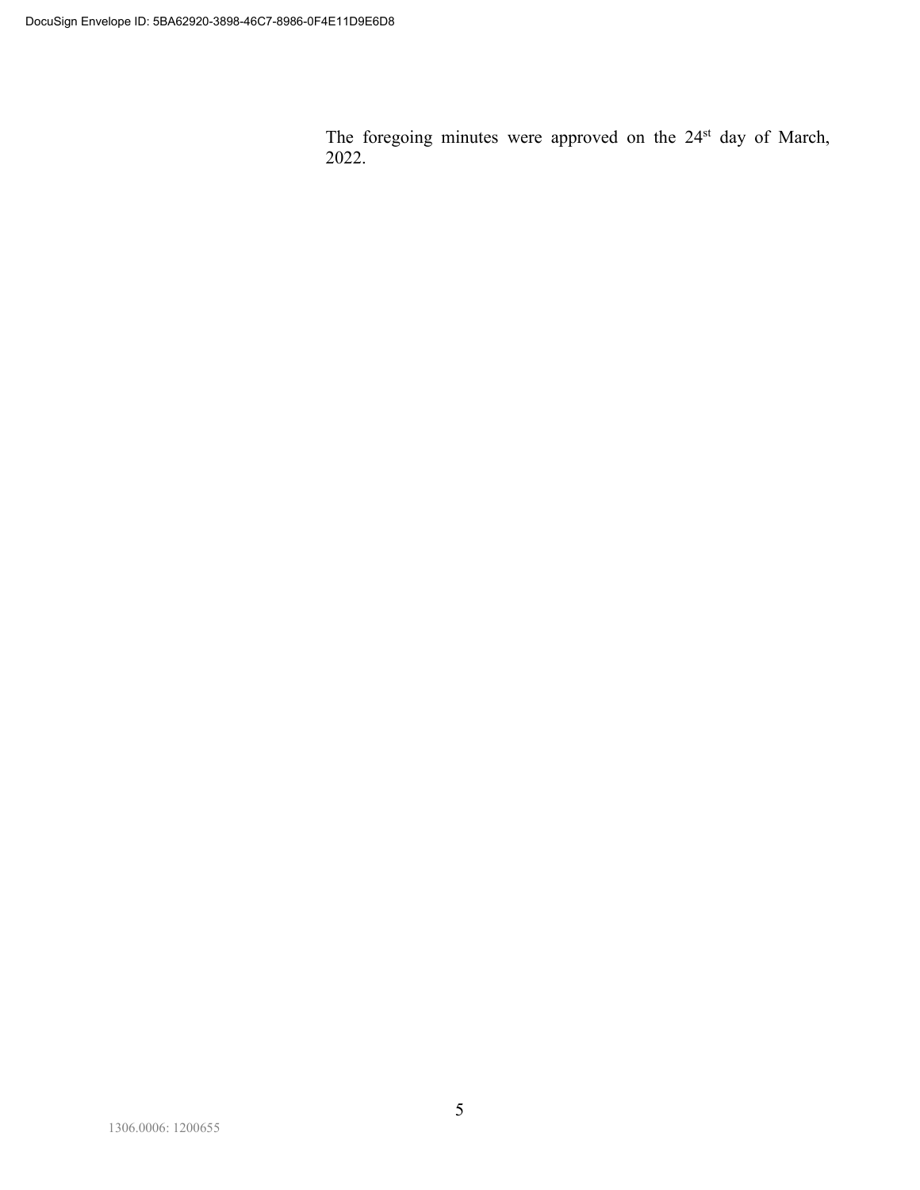The foregoing minutes were approved on the 24st day of March, 2022.